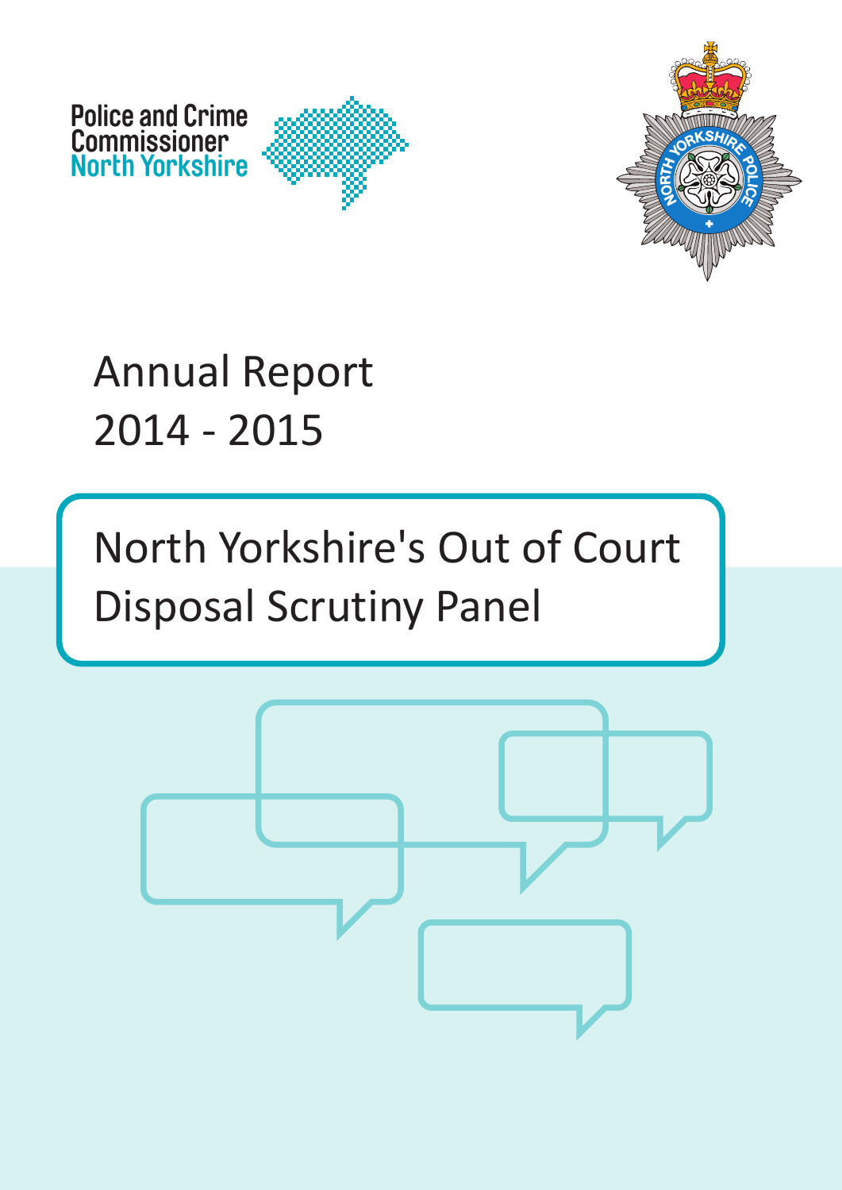Police and Crime Commissioner North Yorkshire

# Annual Report 2014 - 2015

## North Yorkshire's Out of Court Disposal Scrutiny Panel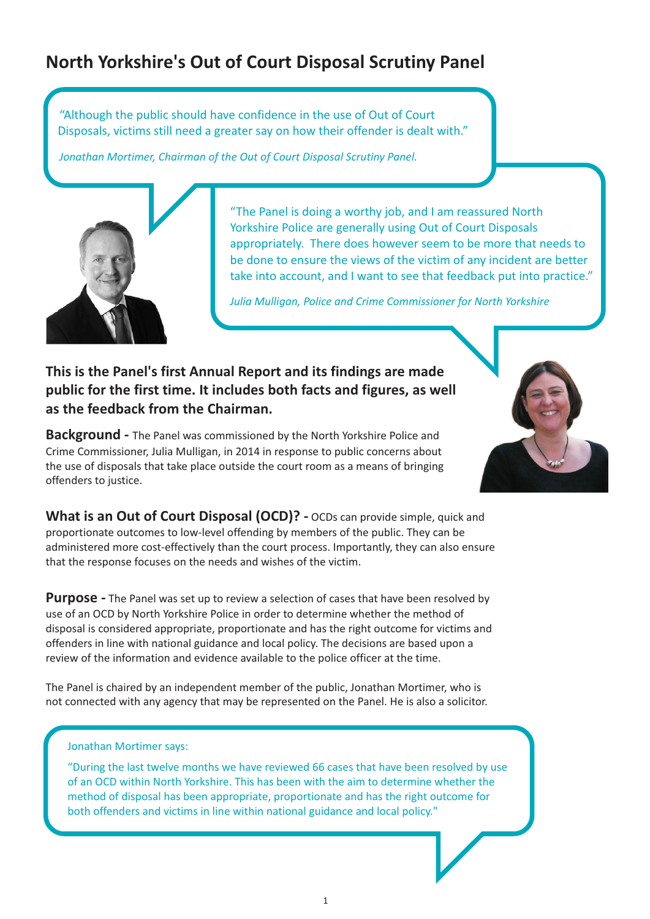# North Yorkshire's Out of Court Disposal Scrutiny Panel

"Although the public should have confidence in the use of Out of Court Disposals, victims still need a greater say on how their offender is dealt with."

*Jonathan Mortimer, Chairman of the Out of Court Disposal Scrutiny Panel.*

"The Panel is doing a worthy job, and I am reassured North Yorkshire Police are generally using Out of Court Disposals appropriately. There does however seem to be more that needs to be done to ensure the views of the victim of any incident are better take into account, and I want to see that feedback put into practice."

*Julia Mulligan, Police and Crime Commissioner for North Yorkshire*

**This is the Panel's first Annual Report and its findings are made public for the first time. It includes both facts and figures, as well as the feedback from the Chairman.**

**Background -** The Panel was commissioned by the North Yorkshire Police and Crime Commissioner, Julia Mulligan, in 2014 in response to public concerns about the use of disposals that take place outside the court room as a means of bringing offenders to justice.

**What is an Out of Court Disposal (OCD)? -** OCDs can provide simple, quick and proportionate outcomes to low-level offending by members of the public. They can be administered more cost-effectively than the court process. Importantly, they can also ensure that the response focuses on the needs and wishes of the victim.

**Purpose -** The Panel was set up to review a selection of cases that have been resolved by use of an OCD by North Yorkshire Police in order to determine whether the method of disposal is considered appropriate, proportionate and has the right outcome for victims and offenders in line with national guidance and local policy. The decisions are based upon a review of the information and evidence available to the police officer at the time.

The Panel is chaired by an independent member of the public, Jonathan Mortimer, who is not connected with any agency that may be represented on the Panel. He is also a solicitor.

Jonathan Mortimer says:

"During the last twelve months we have reviewed 66 cases that have been resolved by use of an OCD within North Yorkshire. This has been with the aim to determine whether the method of disposal has been appropriate, proportionate and has the right outcome for both offenders and victims in line within national guidance and local policy."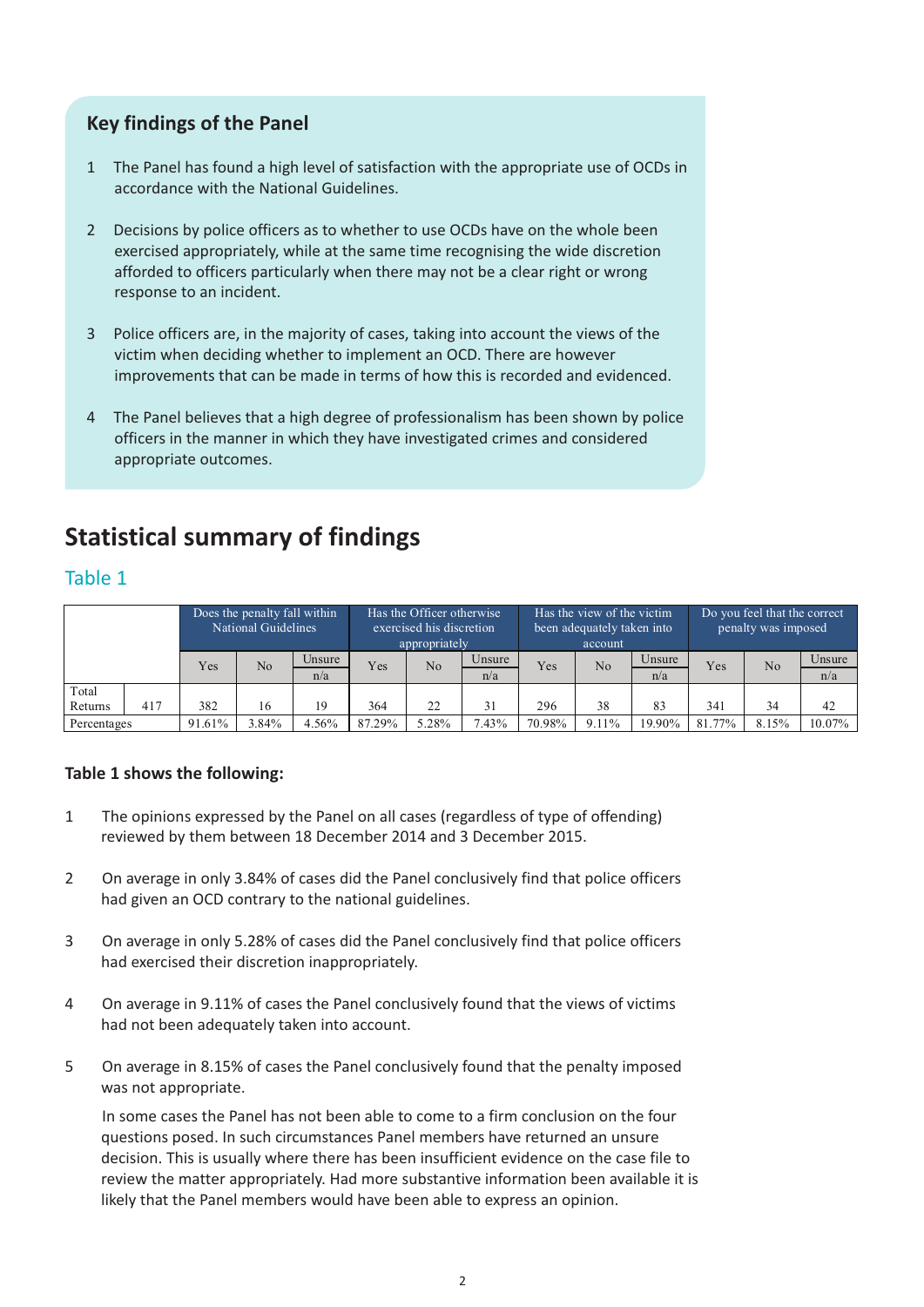## Key findings of the Panel

1. The Panel has found a high level of satisfaction with the appropriate use of OCDs in accordance with the National Guidelines.

2. Decisions by police officers as to whether to use OCDs have on the whole been exercised appropriately, while at the same time recognising the wide discretion afforded to officers particularly when there may not be a clear right or wrong response to an incident.

3. Police officers are, in the majority of cases, taking into account the views of the victim when deciding whether to implement an OCD. There are however improvements that can be made in terms of how this is recorded and evidenced.

4. The Panel believes that a high degree of professionalism has been shown by police officers in the manner in which they have investigated crimes and considered appropriate outcomes.

# Statistical summary of findings

## Table 1

| | | Does the penalty fall within National Guidelines | | | Has the Officer otherwise exercised his discretion appropriately | | | Has the view of the victim been adequately taken into account | | | Do you feel that the correct penalty was imposed | | |
|---|---|---|---|---|---|---|---|---|---|---|---|---|---|
| | | Yes | No | Unsure n/a | Yes | No | Unsure n/a | Yes | No | Unsure n/a | Yes | No | Unsure n/a |
| Total Returns | 417 | 382 | 16 | 19 | 364 | 22 | 31 | 296 | 38 | 83 | 341 | 34 | 42 |
| Percentages | | 91.61% | 3.84% | 4.56% | 87.29% | 5.28% | 7.43% | 70.98% | 9.11% | 19.90% | 81.77% | 8.15% | 10.07% |

### Table 1 shows the following:

1. The opinions expressed by the Panel on all cases (regardless of type of offending) reviewed by them between 18 December 2014 and 3 December 2015.

2. On average in only 3.84% of cases did the Panel conclusively find that police officers had given an OCD contrary to the national guidelines.

3. On average in only 5.28% of cases did the Panel conclusively find that police officers had exercised their discretion inappropriately.

4. On average in 9.11% of cases the Panel conclusively found that the views of victims had not been adequately taken into account.

5. On average in 8.15% of cases the Panel conclusively found that the penalty imposed was not appropriate.

   In some cases the Panel has not been able to come to a firm conclusion on the four questions posed. In such circumstances Panel members have returned an unsure decision. This is usually where there has been insufficient evidence on the case file to review the matter appropriately. Had more substantive information been available it is likely that the Panel members would have been able to express an opinion.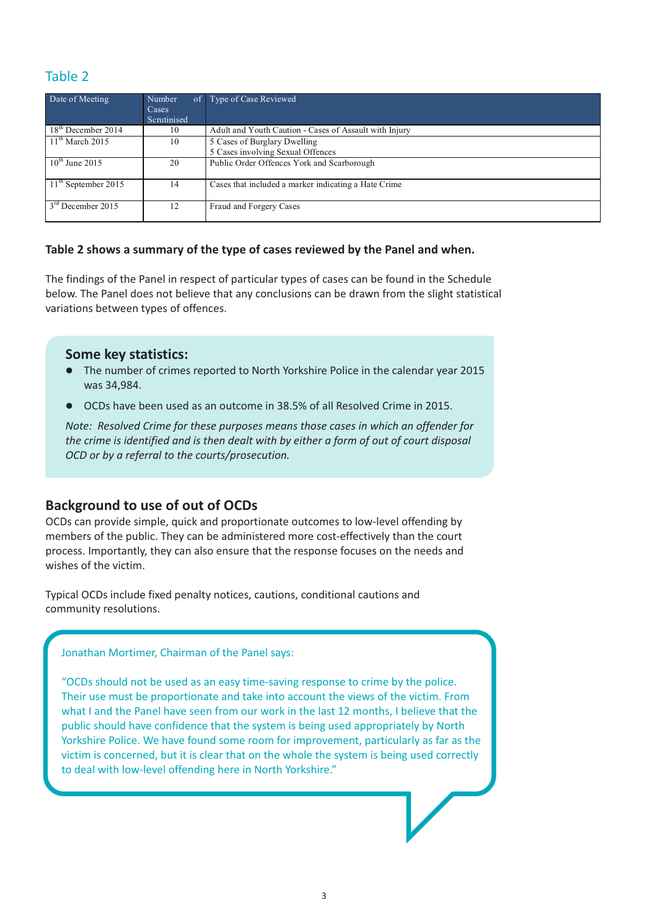## Table 2

| Date of Meeting | Number of Cases Scrutinised | Type of Case Reviewed |
|---|---|---|
| 18th December 2014 | 10 | Adult and Youth Caution - Cases of Assault with Injury |
| 11th March 2015 | 10 | 5 Cases of Burglary Dwelling<br>5 Cases involving Sexual Offences |
| 10th June 2015 | 20 | Public Order Offences York and Scarborough |
| 11th September 2015 | 14 | Cases that included a marker indicating a Hate Crime |
| 3rd December 2015 | 12 | Fraud and Forgery Cases |

**Table 2 shows a summary of the type of cases reviewed by the Panel and when.**

The findings of the Panel in respect of particular types of cases can be found in the Schedule below. The Panel does not believe that any conclusions can be drawn from the slight statistical variations between types of offences.

### Some key statistics:

- The number of crimes reported to North Yorkshire Police in the calendar year 2015 was 34,984.
- OCDs have been used as an outcome in 38.5% of all Resolved Crime in 2015.

*Note: Resolved Crime for these purposes means those cases in which an offender for the crime is identified and is then dealt with by either a form of out of court disposal OCD or by a referral to the courts/prosecution.*

## Background to use of out of OCDs

OCDs can provide simple, quick and proportionate outcomes to low-level offending by members of the public. They can be administered more cost-effectively than the court process. Importantly, they can also ensure that the response focuses on the needs and wishes of the victim.

Typical OCDs include fixed penalty notices, cautions, conditional cautions and community resolutions.

Jonathan Mortimer, Chairman of the Panel says:

"OCDs should not be used as an easy time-saving response to crime by the police. Their use must be proportionate and take into account the views of the victim. From what I and the Panel have seen from our work in the last 12 months, I believe that the public should have confidence that the system is being used appropriately by North Yorkshire Police. We have found some room for improvement, particularly as far as the victim is concerned, but it is clear that on the whole the system is being used correctly to deal with low-level offending here in North Yorkshire."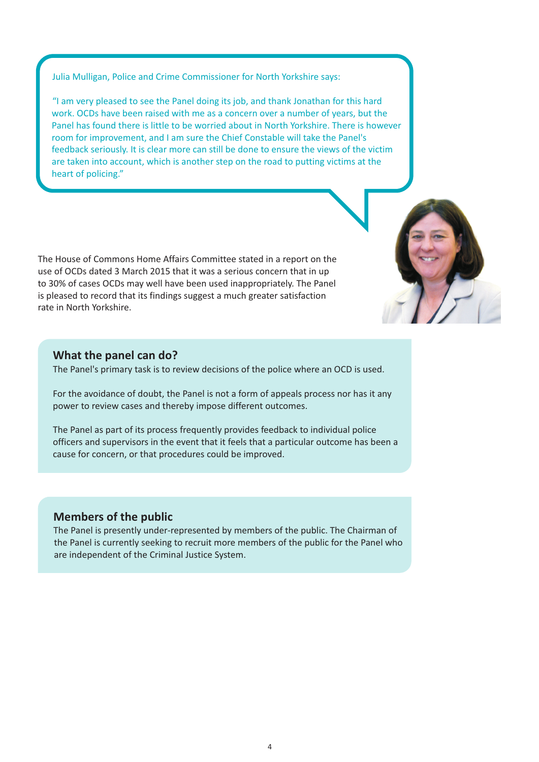Julia Mulligan, Police and Crime Commissioner for North Yorkshire says:

"I am very pleased to see the Panel doing its job, and thank Jonathan for this hard work. OCDs have been raised with me as a concern over a number of years, but the Panel has found there is little to be worried about in North Yorkshire. There is however room for improvement, and I am sure the Chief Constable will take the Panel's feedback seriously. It is clear more can still be done to ensure the views of the victim are taken into account, which is another step on the road to putting victims at the heart of policing."

The House of Commons Home Affairs Committee stated in a report on the use of OCDs dated 3 March 2015 that it was a serious concern that in up to 30% of cases OCDs may well have been used inappropriately. The Panel is pleased to record that its findings suggest a much greater satisfaction rate in North Yorkshire.

## What the panel can do?

The Panel's primary task is to review decisions of the police where an OCD is used.

For the avoidance of doubt, the Panel is not a form of appeals process nor has it any power to review cases and thereby impose different outcomes.

The Panel as part of its process frequently provides feedback to individual police officers and supervisors in the event that it feels that a particular outcome has been a cause for concern, or that procedures could be improved.

## Members of the public

The Panel is presently under-represented by members of the public. The Chairman of the Panel is currently seeking to recruit more members of the public for the Panel who are independent of the Criminal Justice System.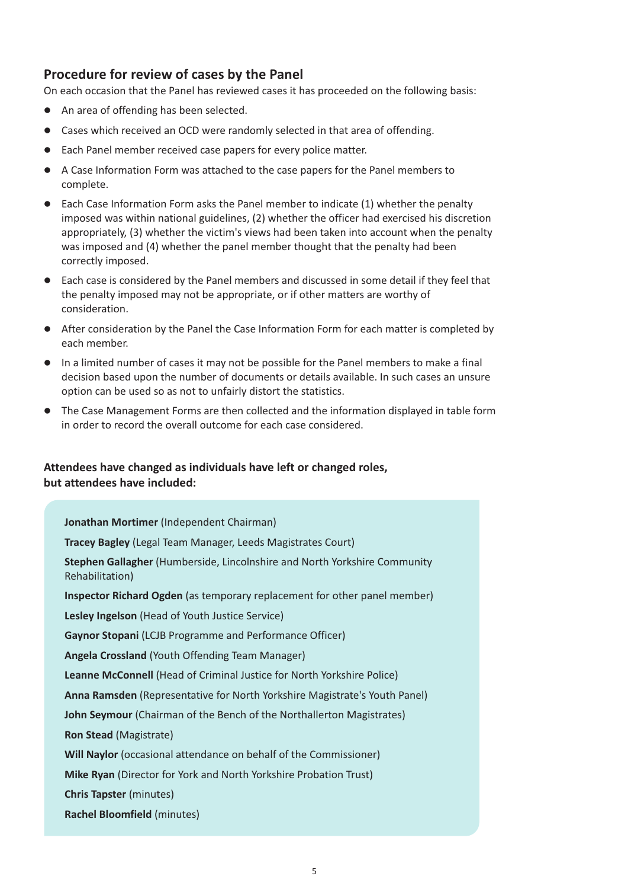## Procedure for review of cases by the Panel

On each occasion that the Panel has reviewed cases it has proceeded on the following basis:

- An area of offending has been selected.
- Cases which received an OCD were randomly selected in that area of offending.
- Each Panel member received case papers for every police matter.
- A Case Information Form was attached to the case papers for the Panel members to complete.
- Each Case Information Form asks the Panel member to indicate (1) whether the penalty imposed was within national guidelines, (2) whether the officer had exercised his discretion appropriately, (3) whether the victim's views had been taken into account when the penalty was imposed and (4) whether the panel member thought that the penalty had been correctly imposed.
- Each case is considered by the Panel members and discussed in some detail if they feel that the penalty imposed may not be appropriate, or if other matters are worthy of consideration.
- After consideration by the Panel the Case Information Form for each matter is completed by each member.
- In a limited number of cases it may not be possible for the Panel members to make a final decision based upon the number of documents or details available. In such cases an unsure option can be used so as not to unfairly distort the statistics.
- The Case Management Forms are then collected and the information displayed in table form in order to record the overall outcome for each case considered.

**Attendees have changed as individuals have left or changed roles, but attendees have included:**

**Jonathan Mortimer** (Independent Chairman)

**Tracey Bagley** (Legal Team Manager, Leeds Magistrates Court)

**Stephen Gallagher** (Humberside, Lincolnshire and North Yorkshire Community Rehabilitation)

**Inspector Richard Ogden** (as temporary replacement for other panel member)

**Lesley Ingelson** (Head of Youth Justice Service)

**Gaynor Stopani** (LCJB Programme and Performance Officer)

**Angela Crossland** (Youth Offending Team Manager)

**Leanne McConnell** (Head of Criminal Justice for North Yorkshire Police)

**Anna Ramsden** (Representative for North Yorkshire Magistrate's Youth Panel)

**John Seymour** (Chairman of the Bench of the Northallerton Magistrates)

**Ron Stead** (Magistrate)

**Will Naylor** (occasional attendance on behalf of the Commissioner)

**Mike Ryan** (Director for York and North Yorkshire Probation Trust)

**Chris Tapster** (minutes)

**Rachel Bloomfield** (minutes)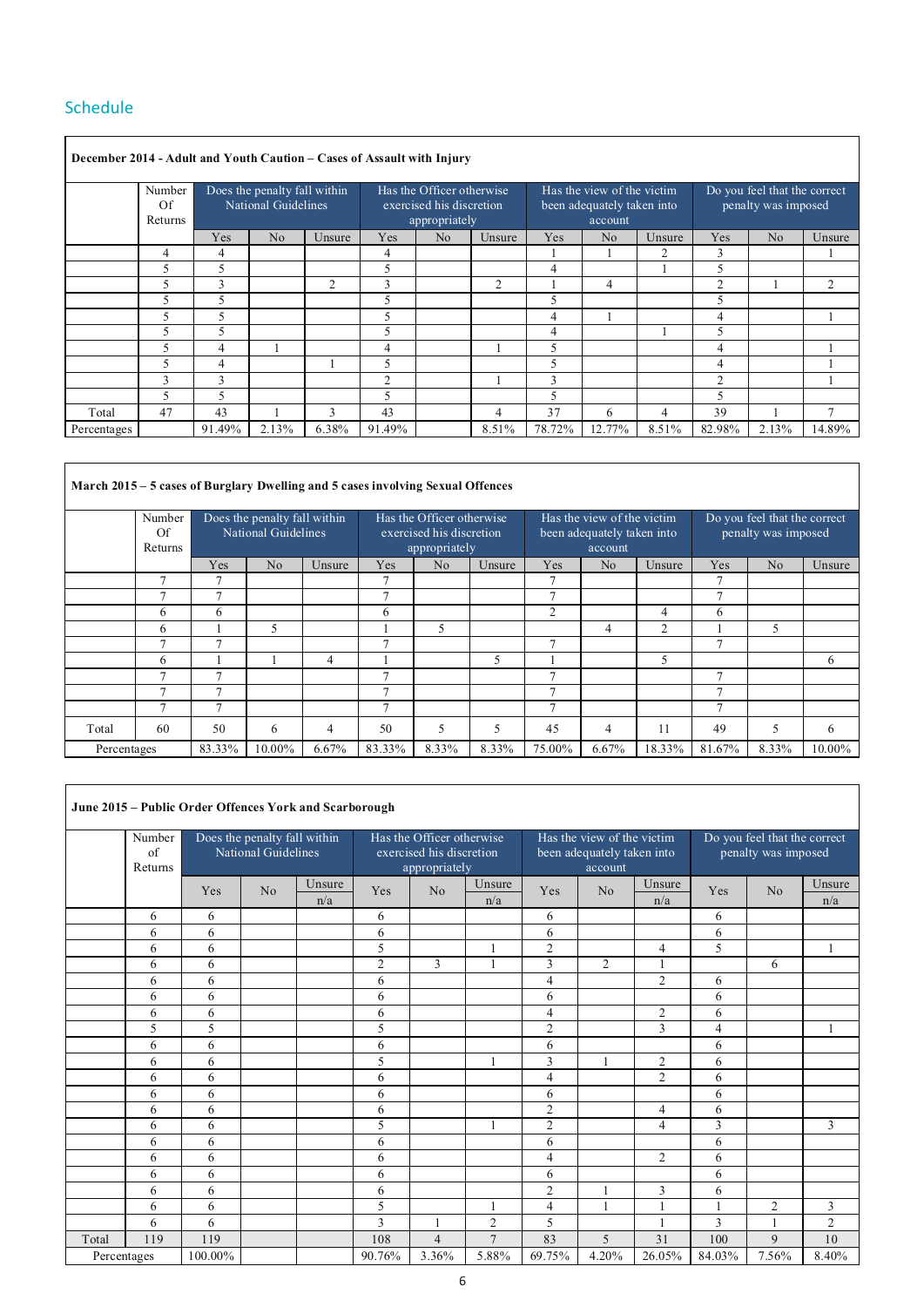## Schedule

| December 2014 - Adult and Youth Caution – Cases of Assault with Injury | | | | | | | | | | | | | |
|---|---|---|---|---|---|---|---|---|---|---|---|---|---|
| | Number Of Returns | Does the penalty fall within National Guidelines | | | Has the Officer otherwise exercised his discretion appropriately | | | Has the view of the victim been adequately taken into account | | | Do you feel that the correct penalty was imposed | | |
| | | Yes | No | Unsure | Yes | No | Unsure | Yes | No | Unsure | Yes | No | Unsure |
| | 4 | 4 | | | 4 | | | 1 | 1 | 2 | 3 | | 1 |
| | 5 | 5 | | | 5 | | | 4 | | 1 | 5 | | |
| | 5 | 3 | | 2 | 3 | | 2 | 1 | 4 | | 2 | 1 | 2 |
| | 5 | 5 | | | 5 | | | 5 | | | 5 | | |
| | 5 | 5 | | | 5 | | | 4 | 1 | | 4 | | 1 |
| | 5 | 5 | | | 5 | | | 4 | | 1 | 5 | | |
| | 5 | 4 | 1 | | 4 | | 1 | 5 | | | 4 | | 1 |
| | 5 | 4 | | 1 | 5 | | | 5 | | | 4 | | 1 |
| | 3 | 3 | | | 2 | | 1 | 3 | | | 2 | | 1 |
| | 5 | 5 | | | 5 | | | 5 | | | 5 | | |
| Total | 47 | 43 | 1 | 3 | 43 | | 4 | 37 | 6 | 4 | 39 | 1 | 7 |
| Percentages | | 91.49% | 2.13% | 6.38% | 91.49% | | 8.51% | 78.72% | 12.77% | 8.51% | 82.98% | 2.13% | 14.89% |

| March 2015 – 5 cases of Burglary Dwelling and 5 cases involving Sexual Offences | | | | | | | | | | | | | |
|---|---|---|---|---|---|---|---|---|---|---|---|---|---|
| | Number Of Returns | Does the penalty fall within National Guidelines | | | Has the Officer otherwise exercised his discretion appropriately | | | Has the view of the victim been adequately taken into account | | | Do you feel that the correct penalty was imposed | | |
| | | Yes | No | Unsure | Yes | No | Unsure | Yes | No | Unsure | Yes | No | Unsure |
| | 7 | 7 | | | 7 | | | 7 | | | 7 | | |
| | 7 | 7 | | | 7 | | | 7 | | | 7 | | |
| | 6 | 6 | | | 6 | | | 2 | | 4 | 6 | | |
| | 6 | 1 | 5 | | 1 | 5 | | | 4 | 2 | 1 | 5 | |
| | 7 | 7 | | | 7 | | | 7 | | | 7 | | |
| | 6 | 1 | 1 | 4 | 1 | | 5 | 1 | | 5 | | | 6 |
| | 7 | 7 | | | 7 | | | 7 | | | 7 | | |
| | 7 | 7 | | | 7 | | | 7 | | | 7 | | |
| | 7 | 7 | | | 7 | | | 7 | | | 7 | | |
| Total | 60 | 50 | 6 | 4 | 50 | 5 | 5 | 45 | 4 | 11 | 49 | 5 | 6 |
| Percentages | | 83.33% | 10.00% | 6.67% | 83.33% | 8.33% | 8.33% | 75.00% | 6.67% | 18.33% | 81.67% | 8.33% | 10.00% |

| June 2015 – Public Order Offences York and Scarborough | | | | | | | | | | | | | |
|---|---|---|---|---|---|---|---|---|---|---|---|---|---|
| | Number of Returns | Does the penalty fall within National Guidelines | | | Has the Officer otherwise exercised his discretion appropriately | | | Has the view of the victim been adequately taken into account | | | Do you feel that the correct penalty was imposed | | |
| | | Yes | No | Unsure n/a | Yes | No | Unsure n/a | Yes | No | Unsure n/a | Yes | No | Unsure n/a |
| | 6 | 6 | | | 6 | | | 6 | | | 6 | | |
| | 6 | 6 | | | 6 | | | 6 | | | 6 | | |
| | 6 | 6 | | | 5 | | 1 | 2 | | 4 | 5 | | 1 |
| | 6 | 6 | | | 2 | 3 | 1 | 3 | 2 | 1 | | 6 | |
| | 6 | 6 | | | 6 | | | 4 | | 2 | 6 | | |
| | 6 | 6 | | | 6 | | | 6 | | | 6 | | |
| | 6 | 6 | | | 6 | | | 4 | | 2 | 6 | | |
| | 5 | 5 | | | 5 | | | 2 | | 3 | 4 | | 1 |
| | 6 | 6 | | | 6 | | | 6 | | | 6 | | |
| | 6 | 6 | | | 5 | | 1 | 3 | 1 | 2 | 6 | | |
| | 6 | 6 | | | 6 | | | 4 | | 2 | 6 | | |
| | 6 | 6 | | | 6 | | | 6 | | | 6 | | |
| | 6 | 6 | | | 6 | | | 2 | | 4 | 6 | | |
| | 6 | 6 | | | 5 | | 1 | 2 | | 4 | 3 | | 3 |
| | 6 | 6 | | | 6 | | | 6 | | | 6 | | |
| | 6 | 6 | | | 6 | | | 4 | | 2 | 6 | | |
| | 6 | 6 | | | 6 | | | 6 | | | 6 | | |
| | 6 | 6 | | | 6 | | | 2 | 1 | 3 | 6 | | |
| | 6 | 6 | | | 5 | | 1 | 4 | 1 | 1 | 1 | 2 | 3 |
| | 6 | 6 | | | 3 | 1 | 2 | 5 | | 1 | 3 | 1 | 2 |
| Total | 119 | 119 | | | 108 | 4 | 7 | 83 | 5 | 31 | 100 | 9 | 10 |
| Percentages | | 100.00% | | | 90.76% | 3.36% | 5.88% | 69.75% | 4.20% | 26.05% | 84.03% | 7.56% | 8.40% |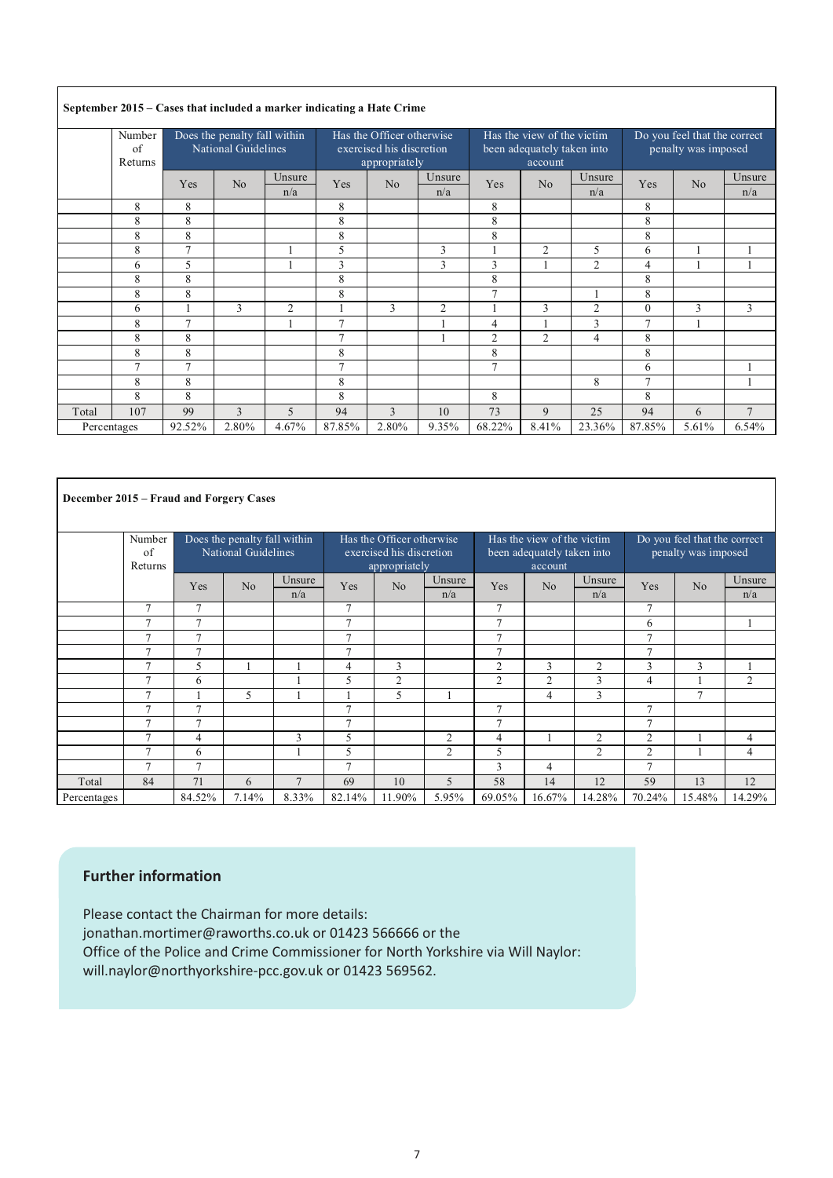**September 2015 – Cases that included a marker indicating a Hate Crime**

| | Number of Returns | Does the penalty fall within National Guidelines | | | Has the Officer otherwise exercised his discretion appropriately | | | Has the view of the victim been adequately taken into account | | | Do you feel that the correct penalty was imposed | | |
|---|---|---|---|---|---|---|---|---|---|---|---|---|---|
| | | Yes | No | Unsure n/a | Yes | No | Unsure n/a | Yes | No | Unsure n/a | Yes | No | Unsure n/a |
| | 8 | 8 | | | 8 | | | 8 | | | 8 | | |
| | 8 | 8 | | | 8 | | | 8 | | | 8 | | |
| | 8 | 8 | | | 8 | | | 8 | | | 8 | | |
| | 8 | 7 | | 1 | 5 | | 3 | 1 | 2 | 5 | 6 | 1 | 1 |
| | 6 | 5 | | 1 | 3 | | 3 | 3 | 1 | 2 | 4 | 1 | 1 |
| | 8 | 8 | | | 8 | | | 8 | | | 8 | | |
| | 8 | 8 | | | 8 | | | 7 | | 1 | 8 | | |
| | 6 | 1 | 3 | 2 | 1 | 3 | 2 | 1 | 3 | 2 | 0 | 3 | 3 |
| | 8 | 7 | | 1 | 7 | | 1 | 4 | 1 | 3 | 7 | 1 | |
| | 8 | 8 | | | 7 | | 1 | 2 | 2 | 4 | 8 | | |
| | 8 | 8 | | | 8 | | | 8 | | | 8 | | |
| | 7 | 7 | | | 7 | | | 7 | | | 6 | | 1 |
| | 8 | 8 | | | 8 | | | | | 8 | 7 | | 1 |
| | 8 | 8 | | | 8 | | | 8 | | | 8 | | |
| Total | 107 | 99 | 3 | 5 | 94 | 3 | 10 | 73 | 9 | 25 | 94 | 6 | 7 |
| Percentages | | 92.52% | 2.80% | 4.67% | 87.85% | 2.80% | 9.35% | 68.22% | 8.41% | 23.36% | 87.85% | 5.61% | 6.54% |

**December 2015 – Fraud and Forgery Cases**

| | Number of Returns | Does the penalty fall within National Guidelines | | | Has the Officer otherwise exercised his discretion appropriately | | | Has the view of the victim been adequately taken into account | | | Do you feel that the correct penalty was imposed | | |
|---|---|---|---|---|---|---|---|---|---|---|---|---|---|
| | | Yes | No | Unsure n/a | Yes | No | Unsure n/a | Yes | No | Unsure n/a | Yes | No | Unsure n/a |
| | 7 | 7 | | | 7 | | | 7 | | | 7 | | |
| | 7 | 7 | | | 7 | | | 7 | | | 6 | | 1 |
| | 7 | 7 | | | 7 | | | 7 | | | 7 | | |
| | 7 | 7 | | | 7 | | | 7 | | | 7 | | |
| | 7 | 5 | 1 | 1 | 4 | 3 | | 2 | 3 | 2 | 3 | 3 | 1 |
| | 7 | 6 | | 1 | 5 | 2 | | 2 | 2 | 3 | 4 | 1 | 2 |
| | 7 | 1 | 5 | 1 | 1 | 5 | 1 | | 4 | 3 | | 7 | |
| | 7 | 7 | | | 7 | | | 7 | | | 7 | | |
| | 7 | 7 | | | 7 | | | 7 | | | 7 | | |
| | 7 | 4 | | 3 | 5 | | 2 | 4 | 1 | 2 | 2 | 1 | 4 |
| | 7 | 6 | | 1 | 5 | | 2 | 5 | | 2 | 2 | 1 | 4 |
| | 7 | 7 | | | 7 | | | 3 | 4 | | 7 | | |
| Total | 84 | 71 | 6 | 7 | 69 | 10 | 5 | 58 | 14 | 12 | 59 | 13 | 12 |
| Percentages | | 84.52% | 7.14% | 8.33% | 82.14% | 11.90% | 5.95% | 69.05% | 16.67% | 14.28% | 70.24% | 15.48% | 14.29% |

## Further information

Please contact the Chairman for more details:
jonathan.mortimer@raworths.co.uk or 01423 566666 or the
Office of the Police and Crime Commissioner for North Yorkshire via Will Naylor:
will.naylor@northyorkshire-pcc.gov.uk or 01423 569562.